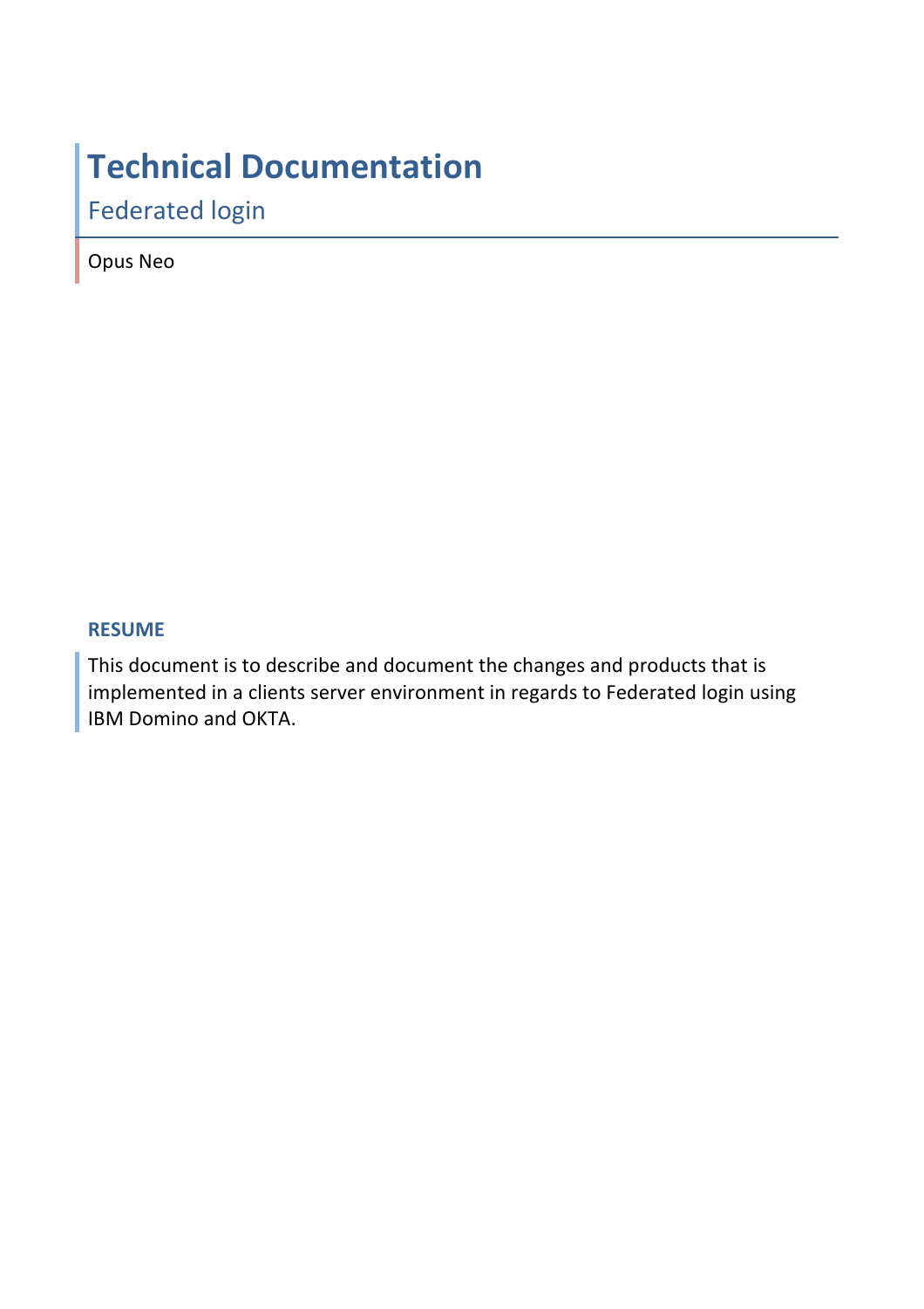# Technical Documentation

## Federated login

Opus Neo

**RESUME**

This document is to describe and document the changes and products that is implemented in a clients server environment in regards to Federated login using IBM Domino and OKTA.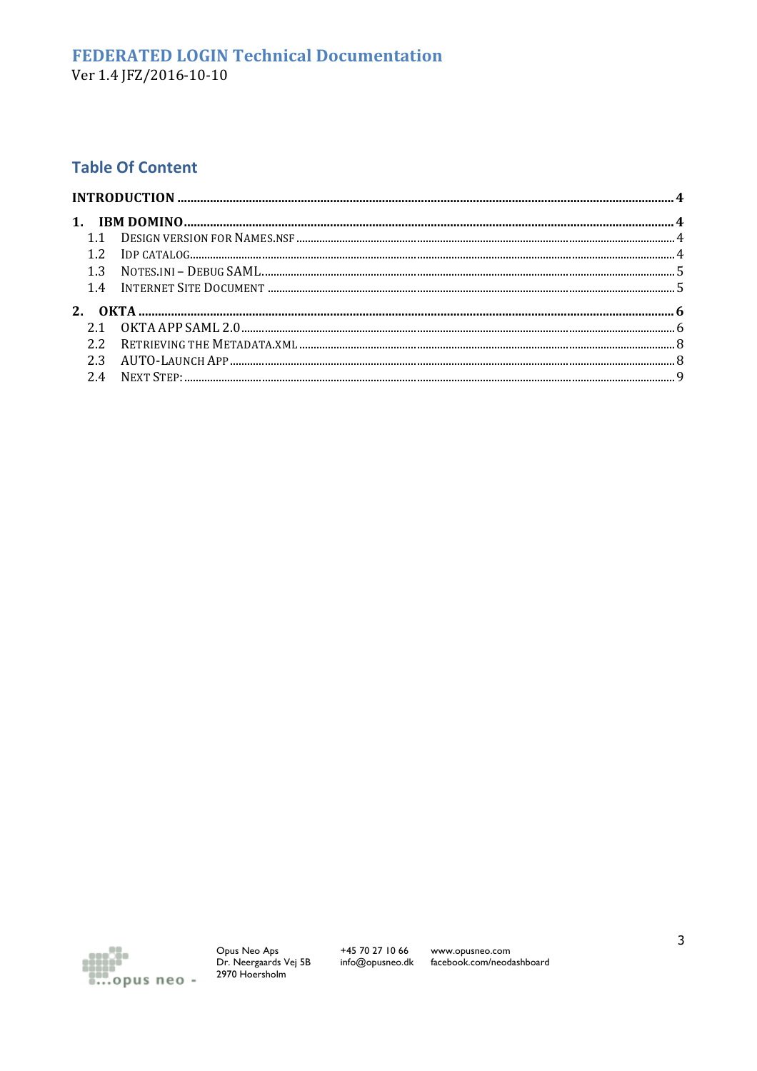# Table Of Content

**INTRODUCTION** ..... **4**

**1. IBM DOMINO** ..... **4**

- 1.1 DESIGN VERSION FOR NAMES.NSF ..... 4
- 1.2 IDP CATALOG ..... 4
- 1.3 NOTES.INI – DEBUG SAML ..... 5
- 1.4 INTERNET SITE DOCUMENT ..... 5

**2. OKTA** ..... **6**

- 2.1 OKTA APP SAML 2.0 ..... 6
- 2.2 RETRIEVING THE METADATA.XML ..... 8
- 2.3 AUTO-LAUNCH APP ..... 8
- 2.4 NEXT STEP: ..... 9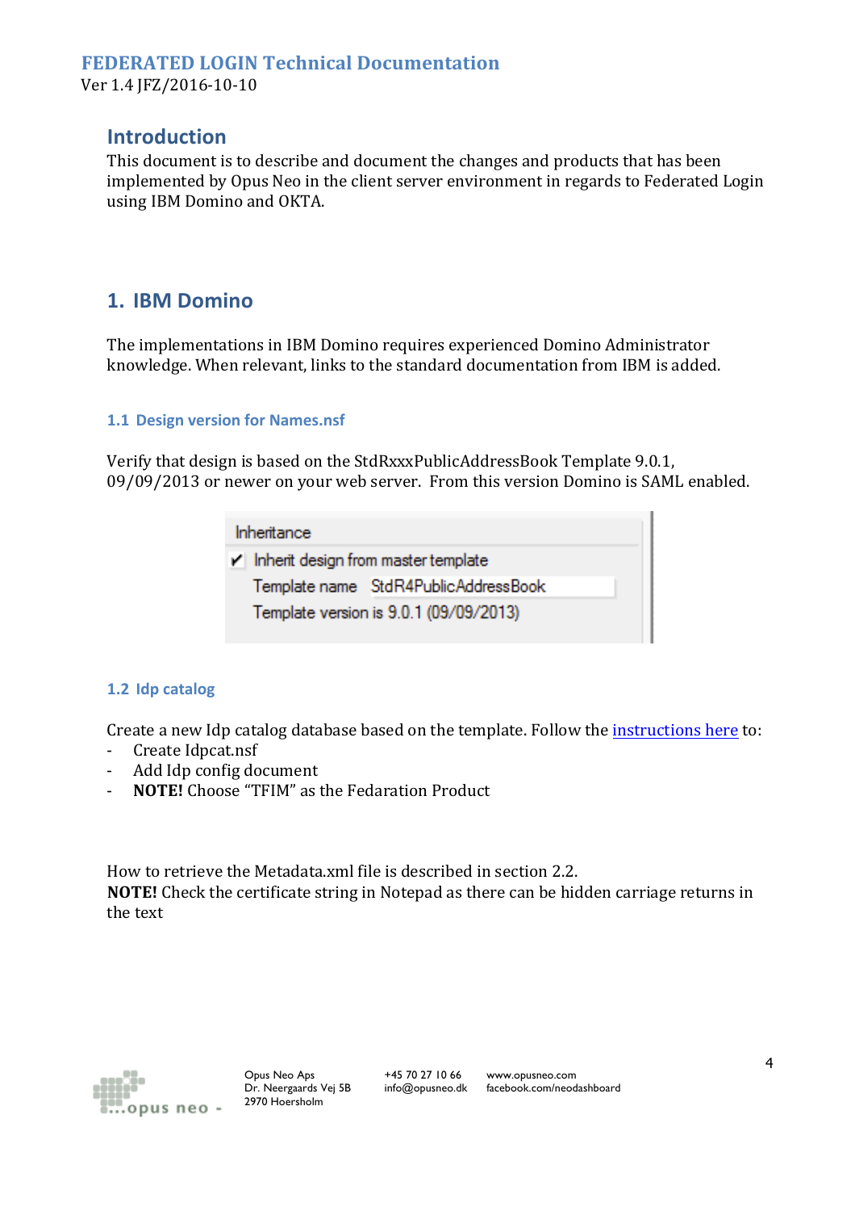## Introduction

This document is to describe and document the changes and products that has been implemented by Opus Neo in the client server environment in regards to Federated Login using IBM Domino and OKTA.

## 1. IBM Domino

The implementations in IBM Domino requires experienced Domino Administrator knowledge. When relevant, links to the standard documentation from IBM is added.

### 1.1 Design version for Names.nsf

Verify that design is based on the StdRxxxPublicAddressBook Template 9.0.1, 09/09/2013 or newer on your web server. From this version Domino is SAML enabled.

Inheritance

✔ Inherit design from master template

Template name StdR4PublicAddressBook

Template version is 9.0.1 (09/09/2013)

### 1.2 Idp catalog

Create a new Idp catalog database based on the template. Follow the instructions here to:

- Create Idpcat.nsf
- Add Idp config document
- **NOTE!** Choose "TFIM" as the Fedaration Product

How to retrieve the Metadata.xml file is described in section 2.2.
**NOTE!** Check the certificate string in Notepad as there can be hidden carriage returns in the text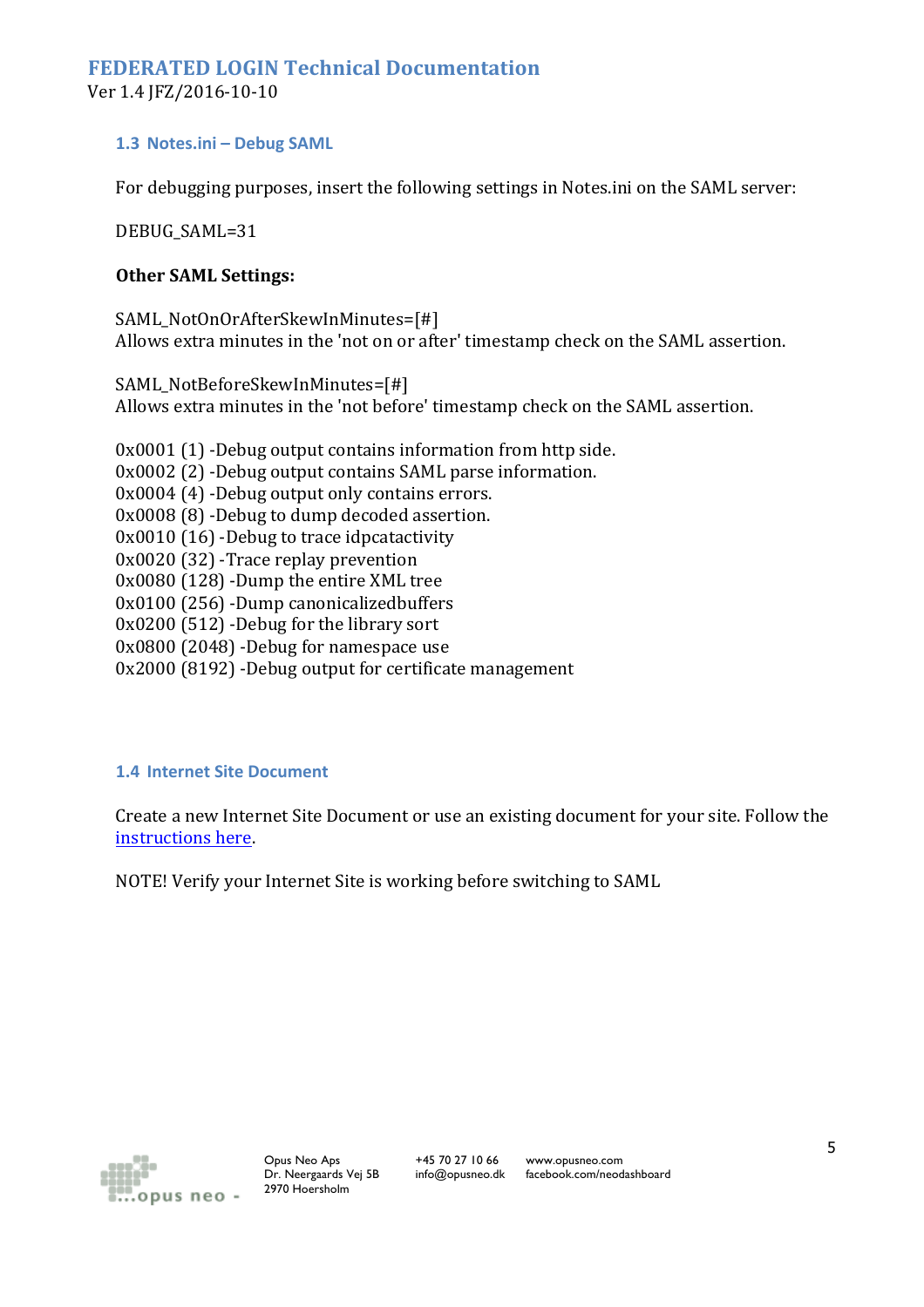### 1.3 Notes.ini – Debug SAML

For debugging purposes, insert the following settings in Notes.ini on the SAML server:

DEBUG_SAML=31

**Other SAML Settings:**

SAML_NotOnOrAfterSkewInMinutes=[#]
Allows extra minutes in the 'not on or after' timestamp check on the SAML assertion.

SAML_NotBeforeSkewInMinutes=[#]
Allows extra minutes in the 'not before' timestamp check on the SAML assertion.

0x0001 (1) -Debug output contains information from http side.
0x0002 (2) -Debug output contains SAML parse information.
0x0004 (4) -Debug output only contains errors.
0x0008 (8) -Debug to dump decoded assertion.
0x0010 (16) -Debug to trace idpcatactivity
0x0020 (32) -Trace replay prevention
0x0080 (128) -Dump the entire XML tree
0x0100 (256) -Dump canonicalizedbuffers
0x0200 (512) -Debug for the library sort
0x0800 (2048) -Debug for namespace use
0x2000 (8192) -Debug output for certificate management

### 1.4 Internet Site Document

Create a new Internet Site Document or use an existing document for your site. Follow the instructions here.

NOTE! Verify your Internet Site is working before switching to SAML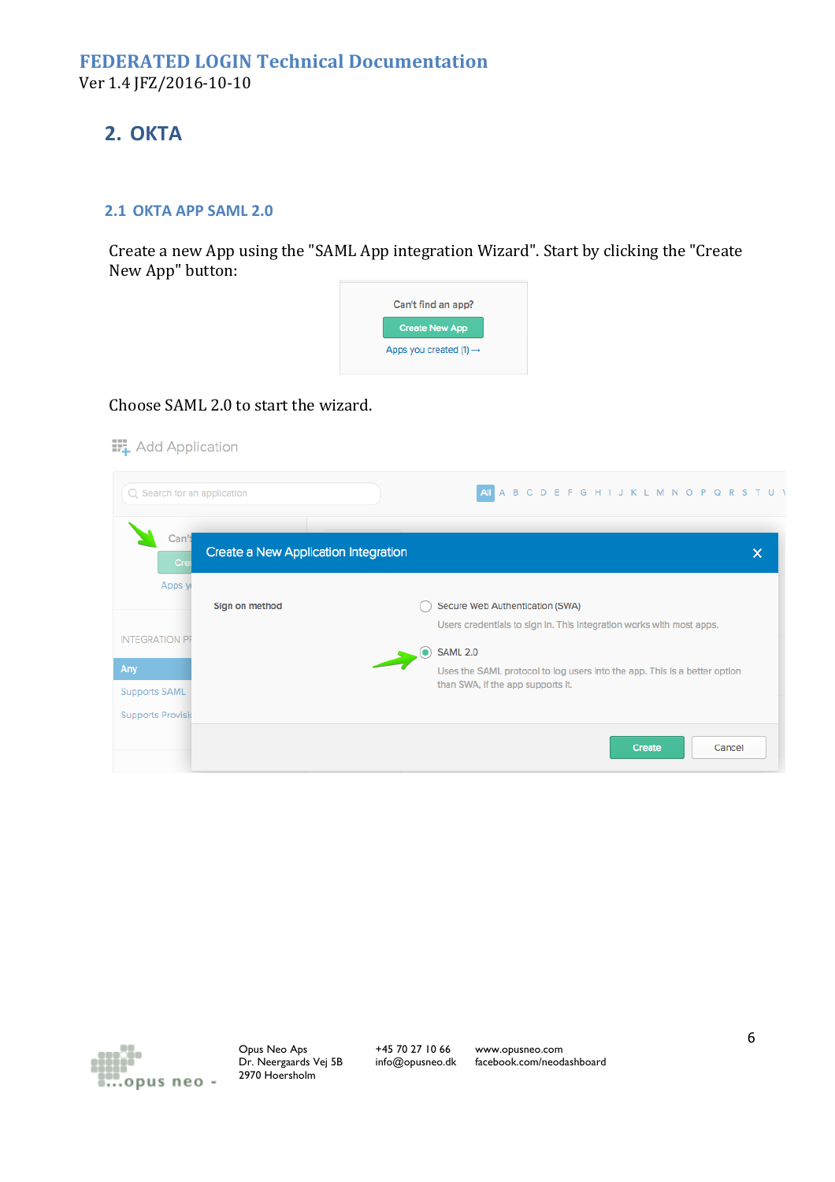## 2. OKTA

### 2.1 OKTA APP SAML 2.0

Create a new App using the "SAML App integration Wizard". Start by clicking the "Create New App" button:

Can't find an app?

Create New App

Apps you created (1) →

Choose SAML 2.0 to start the wizard.

Add Application

Create a New Application Integration

Sign on method

Secure Web Authentication (SWA)

Users credentials to sign in. This integration works with most apps.

SAML 2.0

Uses the SAML protocol to log users into the app. This is a better option than SWA, if the app supports it.

Create Cancel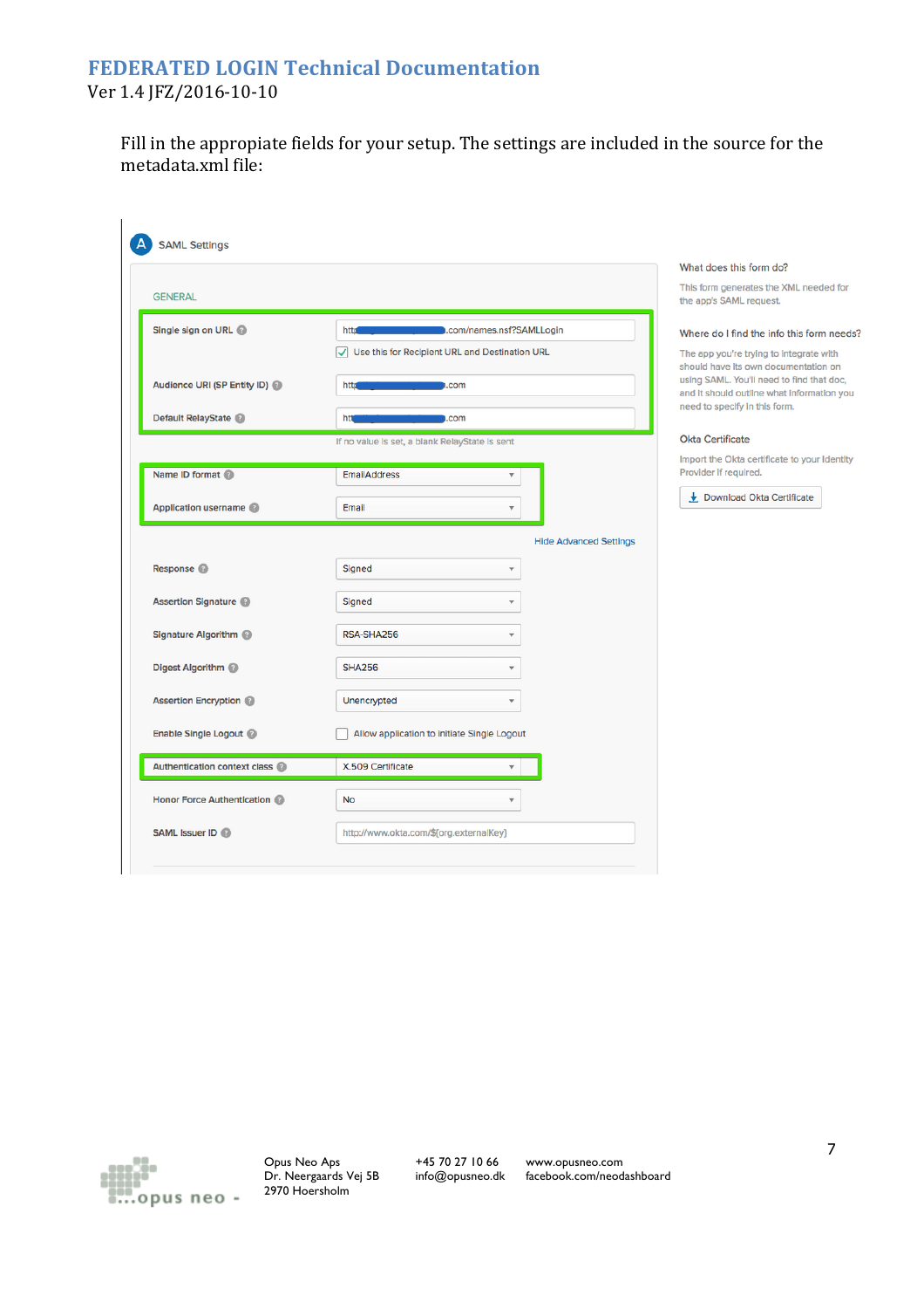Fill in the appropiate fields for your setup. The settings are included in the source for the metadata.xml file:

**A** SAML Settings

GENERAL

| Setting | Value |
| --- | --- |
| Single sign on URL | htt...com/names.nsf?SAMLLogin |
| | ☑ Use this for Recipient URL and Destination URL |
| Audience URI (SP Entity ID) | htt...com |
| Default RelayState | htt...com |
| | If no value is set, a blank RelayState is sent |
| Name ID format | EmailAddress |
| Application username | Email |
| | Hide Advanced Settings |
| Response | Signed |
| Assertion Signature | Signed |
| Signature Algorithm | RSA-SHA256 |
| Digest Algorithm | SHA256 |
| Assertion Encryption | Unencrypted |
| Enable Single Logout | ☐ Allow application to initiate Single Logout |
| Authentication context class | X.509 Certificate |
| Honor Force Authentication | No |
| SAML Issuer ID | http://www.okta.com/${org.externalKey} |

What does this form do?

This form generates the XML needed for the app's SAML request.

Where do I find the info this form needs?

The app you're trying to integrate with should have its own documentation on using SAML. You'll need to find that doc, and it should outline what information you need to specify in this form.

Okta Certificate

Import the Okta certificate to your Identity Provider if required.

Download Okta Certificate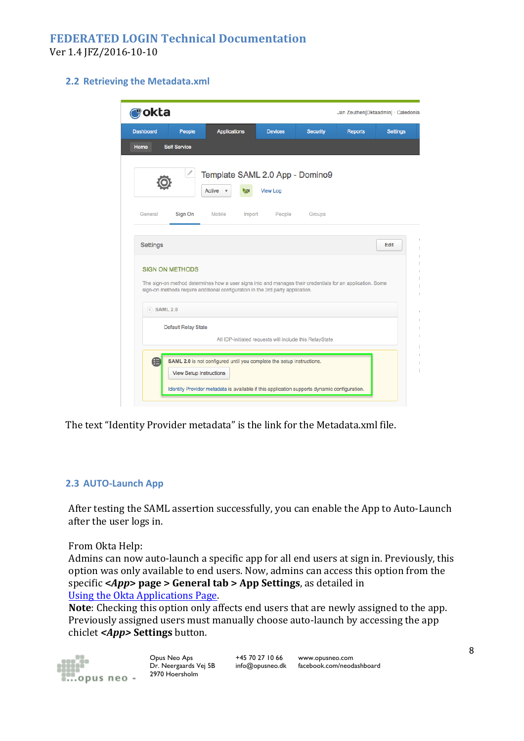## 2.2 Retrieving the Metadata.xml

The text "Identity Provider metadata" is the link for the Metadata.xml file.

## 2.3 AUTO-Launch App

After testing the SAML assertion successfully, you can enable the App to Auto-Launch after the user logs in.

From Okta Help:
Admins can now auto-launch a specific app for all end users at sign in. Previously, this option was only available to end users. Now, admins can access this option from the specific ***<App>* page > General tab > App Settings**, as detailed in [Using the Okta Applications Page](#).
**Note**: Checking this option only affects end users that are newly assigned to the app. Previously assigned users must manually choose auto-launch by accessing the app chiclet ***<App>* Settings** button.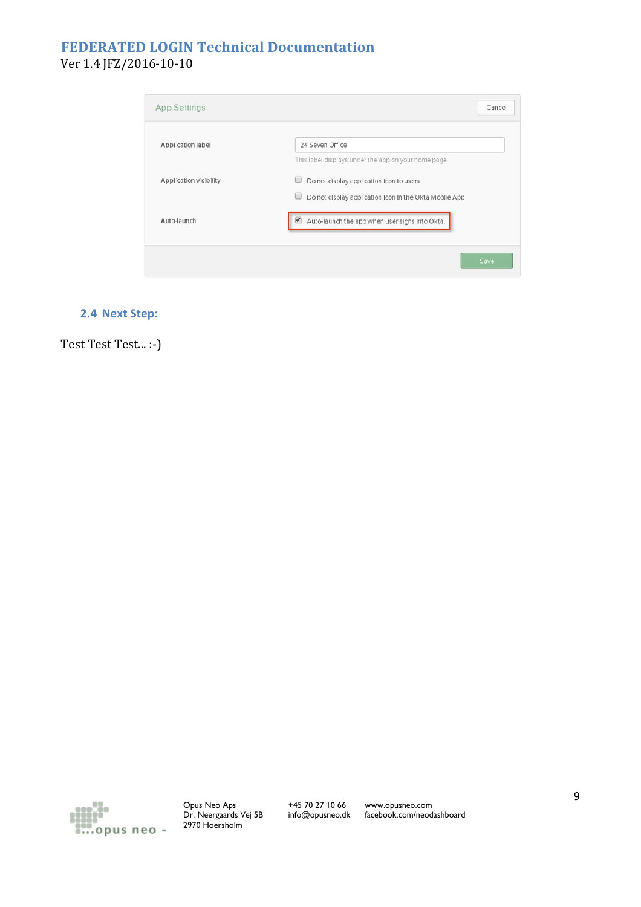## 2.4 Next Step:

Test Test Test... :-)